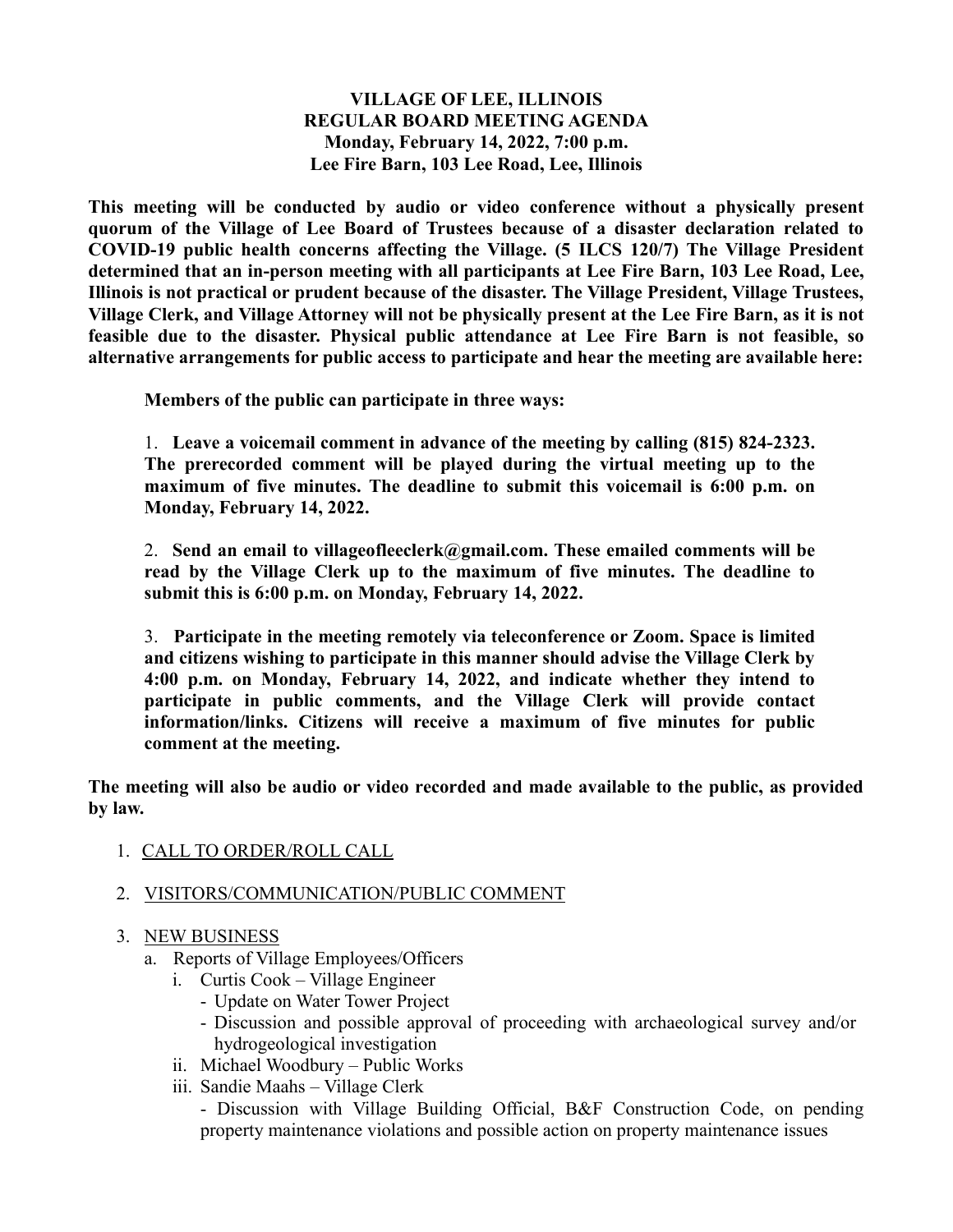**VILLAGE OF LEE, ILLINOIS**
**REGULAR BOARD MEETING AGENDA**
**Monday, February 14, 2022, 7:00 p.m.**
**Lee Fire Barn, 103 Lee Road, Lee, Illinois**

**This meeting will be conducted by audio or video conference without a physically present quorum of the Village of Lee Board of Trustees because of a disaster declaration related to COVID-19 public health concerns affecting the Village. (5 ILCS 120/7) The Village President determined that an in-person meeting with all participants at Lee Fire Barn, 103 Lee Road, Lee, Illinois is not practical or prudent because of the disaster. The Village President, Village Trustees, Village Clerk, and Village Attorney will not be physically present at the Lee Fire Barn, as it is not feasible due to the disaster. Physical public attendance at Lee Fire Barn is not feasible, so alternative arrangements for public access to participate and hear the meeting are available here:**

**Members of the public can participate in three ways:**

1. **Leave a voicemail comment in advance of the meeting by calling (815) 824-2323. The prerecorded comment will be played during the virtual meeting up to the maximum of five minutes. The deadline to submit this voicemail is 6:00 p.m. on Monday, February 14, 2022.**

2. **Send an email to villageofleeclerk@gmail.com. These emailed comments will be read by the Village Clerk up to the maximum of five minutes. The deadline to submit this is 6:00 p.m. on Monday, February 14, 2022.**

3. **Participate in the meeting remotely via teleconference or Zoom. Space is limited and citizens wishing to participate in this manner should advise the Village Clerk by 4:00 p.m. on Monday, February 14, 2022, and indicate whether they intend to participate in public comments, and the Village Clerk will provide contact information/links. Citizens will receive a maximum of five minutes for public comment at the meeting.**

**The meeting will also be audio or video recorded and made available to the public, as provided by law.**

1. CALL TO ORDER/ROLL CALL

2. VISITORS/COMMUNICATION/PUBLIC COMMENT

3. NEW BUSINESS
   a. Reports of Village Employees/Officers
      i. Curtis Cook – Village Engineer
         - Update on Water Tower Project
         - Discussion and possible approval of proceeding with archaeological survey and/or hydrogeological investigation
      ii. Michael Woodbury – Public Works
      iii. Sandie Maahs – Village Clerk
         - Discussion with Village Building Official, B&F Construction Code, on pending property maintenance violations and possible action on property maintenance issues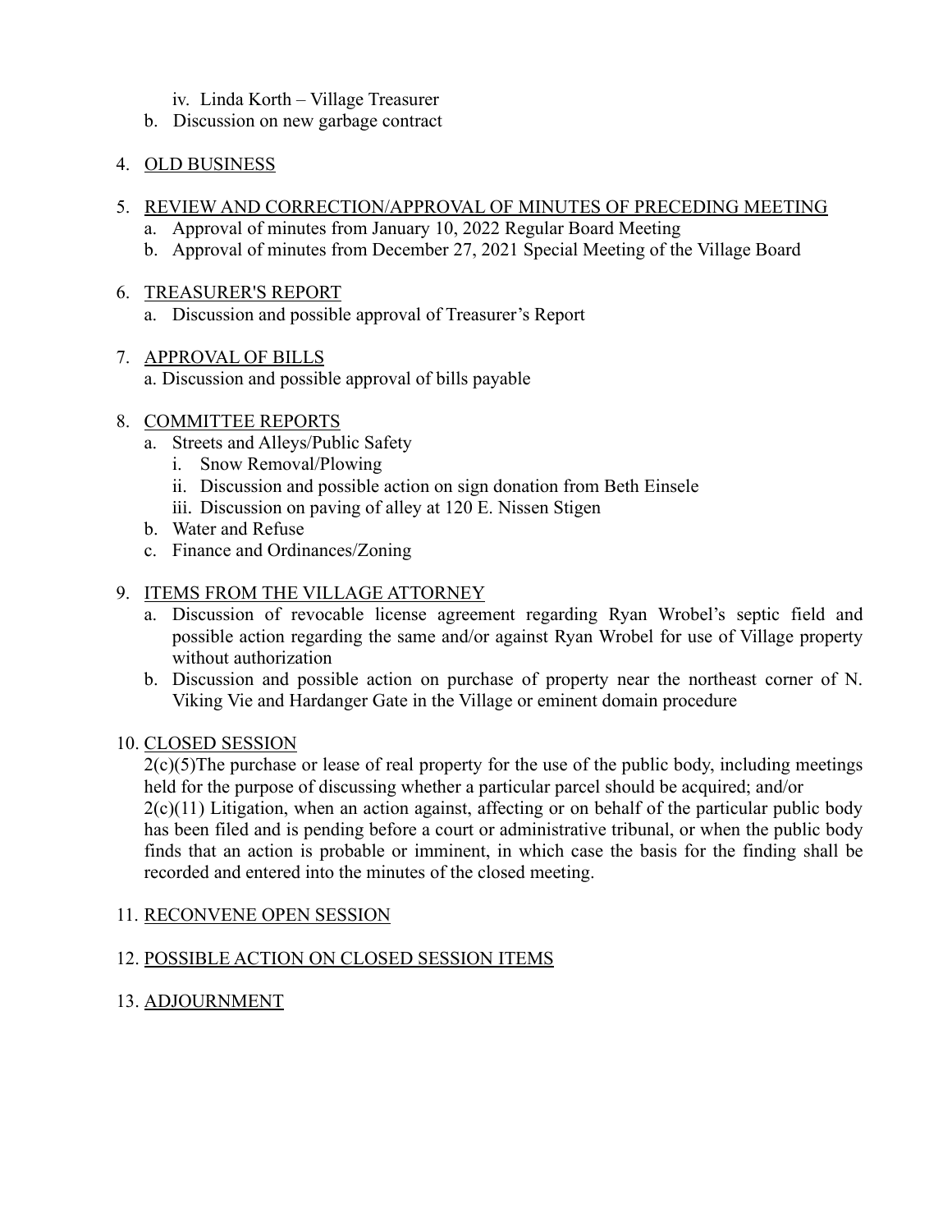iv. Linda Korth – Village Treasurer

b. Discussion on new garbage contract

4. <u>OLD BUSINESS</u>

5. <u>REVIEW AND CORRECTION/APPROVAL OF MINUTES OF PRECEDING MEETING</u>
   a. Approval of minutes from January 10, 2022 Regular Board Meeting
   b. Approval of minutes from December 27, 2021 Special Meeting of the Village Board

6. <u>TREASURER'S REPORT</u>
   a. Discussion and possible approval of Treasurer's Report

7. <u>APPROVAL OF BILLS</u>
   a. Discussion and possible approval of bills payable

8. <u>COMMITTEE REPORTS</u>
   a. Streets and Alleys/Public Safety
      i. Snow Removal/Plowing
      ii. Discussion and possible action on sign donation from Beth Einsele
      iii. Discussion on paving of alley at 120 E. Nissen Stigen
   b. Water and Refuse
   c. Finance and Ordinances/Zoning

9. <u>ITEMS FROM THE VILLAGE ATTORNEY</u>
   a. Discussion of revocable license agreement regarding Ryan Wrobel's septic field and possible action regarding the same and/or against Ryan Wrobel for use of Village property without authorization
   b. Discussion and possible action on purchase of property near the northeast corner of N. Viking Vie and Hardanger Gate in the Village or eminent domain procedure

10. <u>CLOSED SESSION</u>
    2(c)(5)The purchase or lease of real property for the use of the public body, including meetings held for the purpose of discussing whether a particular parcel should be acquired; and/or
    2(c)(11) Litigation, when an action against, affecting or on behalf of the particular public body has been filed and is pending before a court or administrative tribunal, or when the public body finds that an action is probable or imminent, in which case the basis for the finding shall be recorded and entered into the minutes of the closed meeting.

11. <u>RECONVENE OPEN SESSION</u>

12. <u>POSSIBLE ACTION ON CLOSED SESSION ITEMS</u>

13. <u>ADJOURNMENT</u>